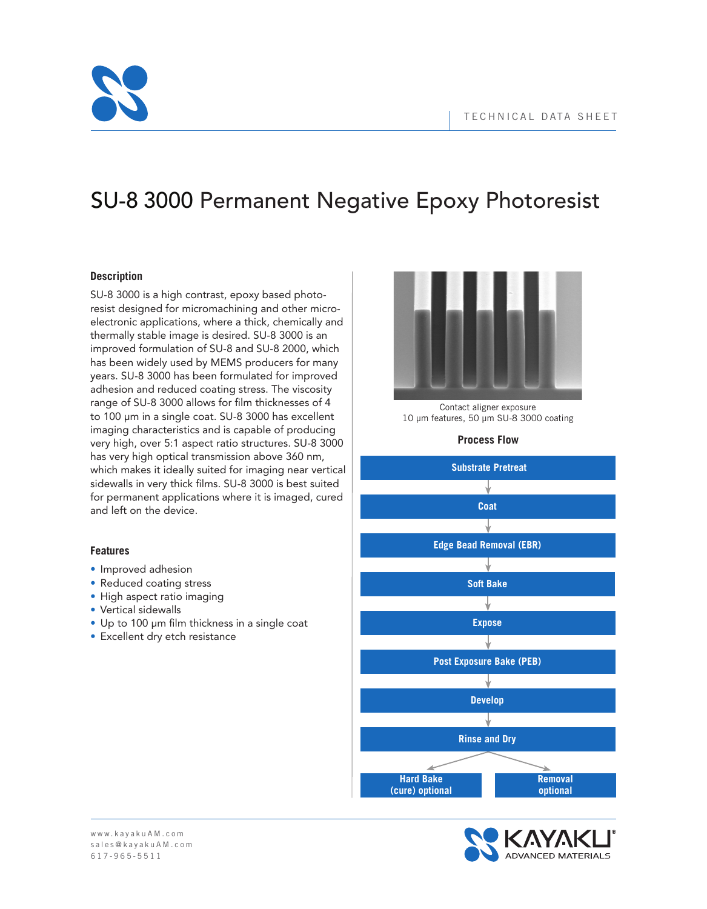TECHNICAL DATA SHEET

# SU-8 3000 Permanent Negative Epoxy Photoresist

## Description

SU-8 3000 is a high contrast, epoxy based photoresist designed for micromachining and other microelectronic applications, where a thick, chemically and thermally stable image is desired. SU-8 3000 is an improved formulation of SU-8 and SU-8 2000, which has been widely used by MEMS producers for many years. SU-8 3000 has been formulated for improved adhesion and reduced coating stress. The viscosity range of SU-8 3000 allows for film thicknesses of 4 to 100 µm in a single coat. SU-8 3000 has excellent imaging characteristics and is capable of producing very high, over 5:1 aspect ratio structures. SU-8 3000 has very high optical transmission above 360 nm, which makes it ideally suited for imaging near vertical sidewalls in very thick films. SU-8 3000 is best suited for permanent applications where it is imaged, cured and left on the device.

## Features

- Improved adhesion
- Reduced coating stress
- High aspect ratio imaging
- Vertical sidewalls
- Up to 100 µm film thickness in a single coat
- Excellent dry etch resistance

Contact aligner exposure
10 µm features, 50 µm SU-8 3000 coating

**Process Flow**

Substrate Pretreat → Coat → Edge Bead Removal (EBR) → Soft Bake → Expose → Post Exposure Bake (PEB) → Develop → Rinse and Dry → Hard Bake (cure) optional / Removal optional

www.kayakuAM.com
sales@kayakuAM.com
617-965-5511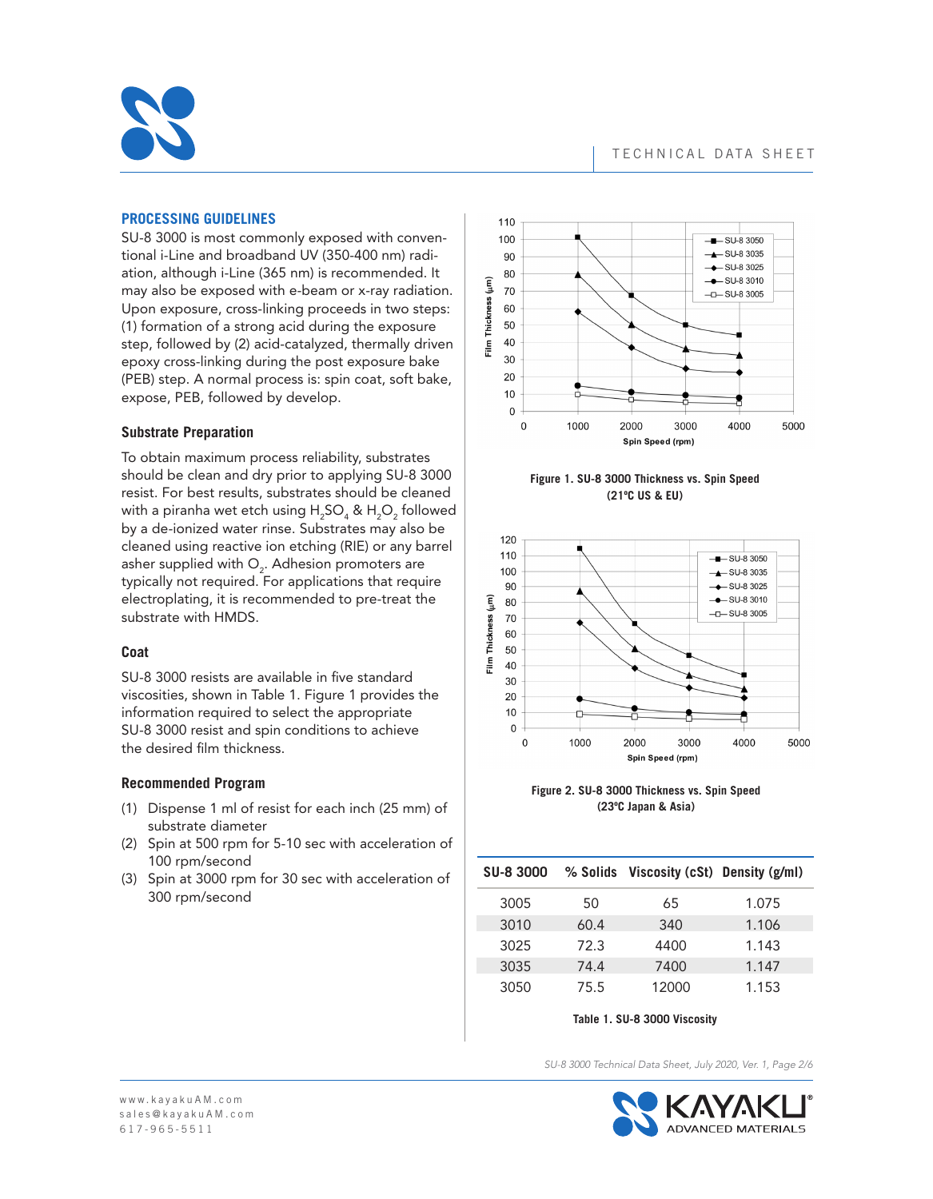## PROCESSING GUIDELINES

SU-8 3000 is most commonly exposed with conventional i-Line and broadband UV (350-400 nm) radiation, although i-Line (365 nm) is recommended. It may also be exposed with e-beam or x-ray radiation. Upon exposure, cross-linking proceeds in two steps: (1) formation of a strong acid during the exposure step, followed by (2) acid-catalyzed, thermally driven epoxy cross-linking during the post exposure bake (PEB) step. A normal process is: spin coat, soft bake, expose, PEB, followed by develop.

### Substrate Preparation

To obtain maximum process reliability, substrates should be clean and dry prior to applying SU-8 3000 resist. For best results, substrates should be cleaned with a piranha wet etch using $H_2SO_4$ & $H_2O_2$ followed by a de-ionized water rinse. Substrates may also be cleaned using reactive ion etching (RIE) or any barrel asher supplied with $O_2$. Adhesion promoters are typically not required. For applications that require electroplating, it is recommended to pre-treat the substrate with HMDS.

### Coat

SU-8 3000 resists are available in five standard viscosities, shown in Table 1. Figure 1 provides the information required to select the appropriate SU-8 3000 resist and spin conditions to achieve the desired film thickness.

### Recommended Program

(1) Dispense 1 ml of resist for each inch (25 mm) of substrate diameter

(2) Spin at 500 rpm for 5-10 sec with acceleration of 100 rpm/second

(3) Spin at 3000 rpm for 30 sec with acceleration of 300 rpm/second

**Figure 1. SU-8 3000 Thickness vs. Spin Speed (21ºC US & EU)**

**Figure 2. SU-8 3000 Thickness vs. Spin Speed (23ºC Japan & Asia)**

| SU-8 3000 | % Solids | Viscosity (cSt) | Density (g/ml) |
|---|---|---|---|
| 3005 | 50 | 65 | 1.075 |
| 3010 | 60.4 | 340 | 1.106 |
| 3025 | 72.3 | 4400 | 1.143 |
| 3035 | 74.4 | 7400 | 1.147 |
| 3050 | 75.5 | 12000 | 1.153 |

**Table 1. SU-8 3000 Viscosity**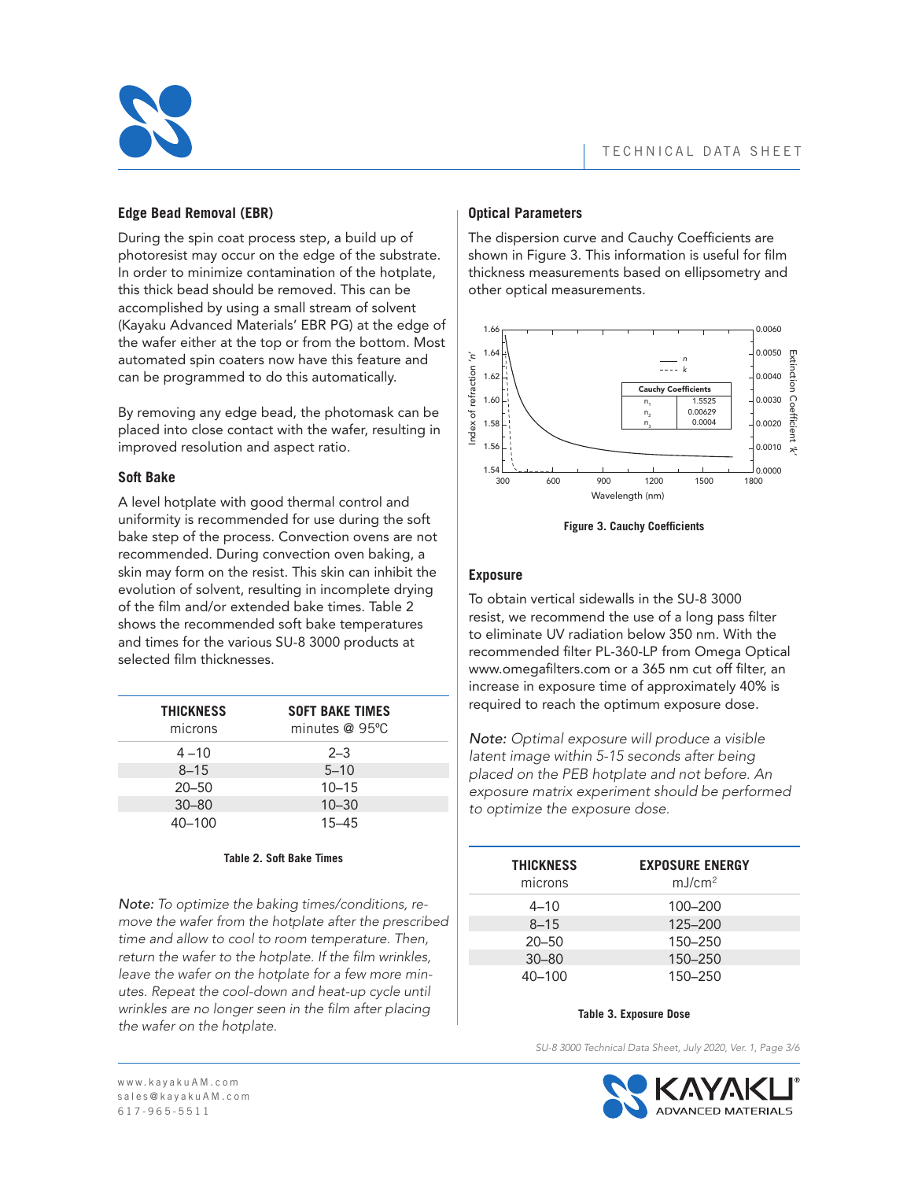## Edge Bead Removal (EBR)

During the spin coat process step, a build up of photoresist may occur on the edge of the substrate. In order to minimize contamination of the hotplate, this thick bead should be removed. This can be accomplished by using a small stream of solvent (Kayaku Advanced Materials' EBR PG) at the edge of the wafer either at the top or from the bottom. Most automated spin coaters now have this feature and can be programmed to do this automatically.

By removing any edge bead, the photomask can be placed into close contact with the wafer, resulting in improved resolution and aspect ratio.

## Soft Bake

A level hotplate with good thermal control and uniformity is recommended for use during the soft bake step of the process. Convection ovens are not recommended. During convection oven baking, a skin may form on the resist. This skin can inhibit the evolution of solvent, resulting in incomplete drying of the film and/or extended bake times. Table 2 shows the recommended soft bake temperatures and times for the various SU-8 3000 products at selected film thicknesses.

| THICKNESS microns | SOFT BAKE TIMES minutes @ 95ºC |
|---|---|
| 4 –10 | 2–3 |
| 8–15 | 5–10 |
| 20–50 | 10–15 |
| 30–80 | 10–30 |
| 40–100 | 15–45 |

**Table 2. Soft Bake Times**

*Note: To optimize the baking times/conditions, remove the wafer from the hotplate after the prescribed time and allow to cool to room temperature. Then, return the wafer to the hotplate. If the film wrinkles, leave the wafer on the hotplate for a few minutes. Repeat the cool-down and heat-up cycle until wrinkles are no longer seen in the film after placing the wafer on the hotplate.*

## Optical Parameters

The dispersion curve and Cauchy Coefficients are shown in Figure 3. This information is useful for film thickness measurements based on ellipsometry and other optical measurements.

| Cauchy Coefficients | |
|---|---|
| $n_1$ | 1.5525 |
| $n_2$ | 0.00629 |
| $n_3$ | 0.0004 |

**Figure 3. Cauchy Coefficients**

## Exposure

To obtain vertical sidewalls in the SU-8 3000 resist, we recommend the use of a long pass filter to eliminate UV radiation below 350 nm. With the recommended filter PL-360-LP from Omega Optical www.omegafilters.com or a 365 nm cut off filter, an increase in exposure time of approximately 40% is required to reach the optimum exposure dose.

*Note: Optimal exposure will produce a visible latent image within 5-15 seconds after being placed on the PEB hotplate and not before. An exposure matrix experiment should be performed to optimize the exposure dose.*

| THICKNESS microns | EXPOSURE ENERGY mJ/cm$^2$ |
|---|---|
| 4–10 | 100–200 |
| 8–15 | 125–200 |
| 20–50 | 150–250 |
| 30–80 | 150–250 |
| 40–100 | 150–250 |

**Table 3. Exposure Dose**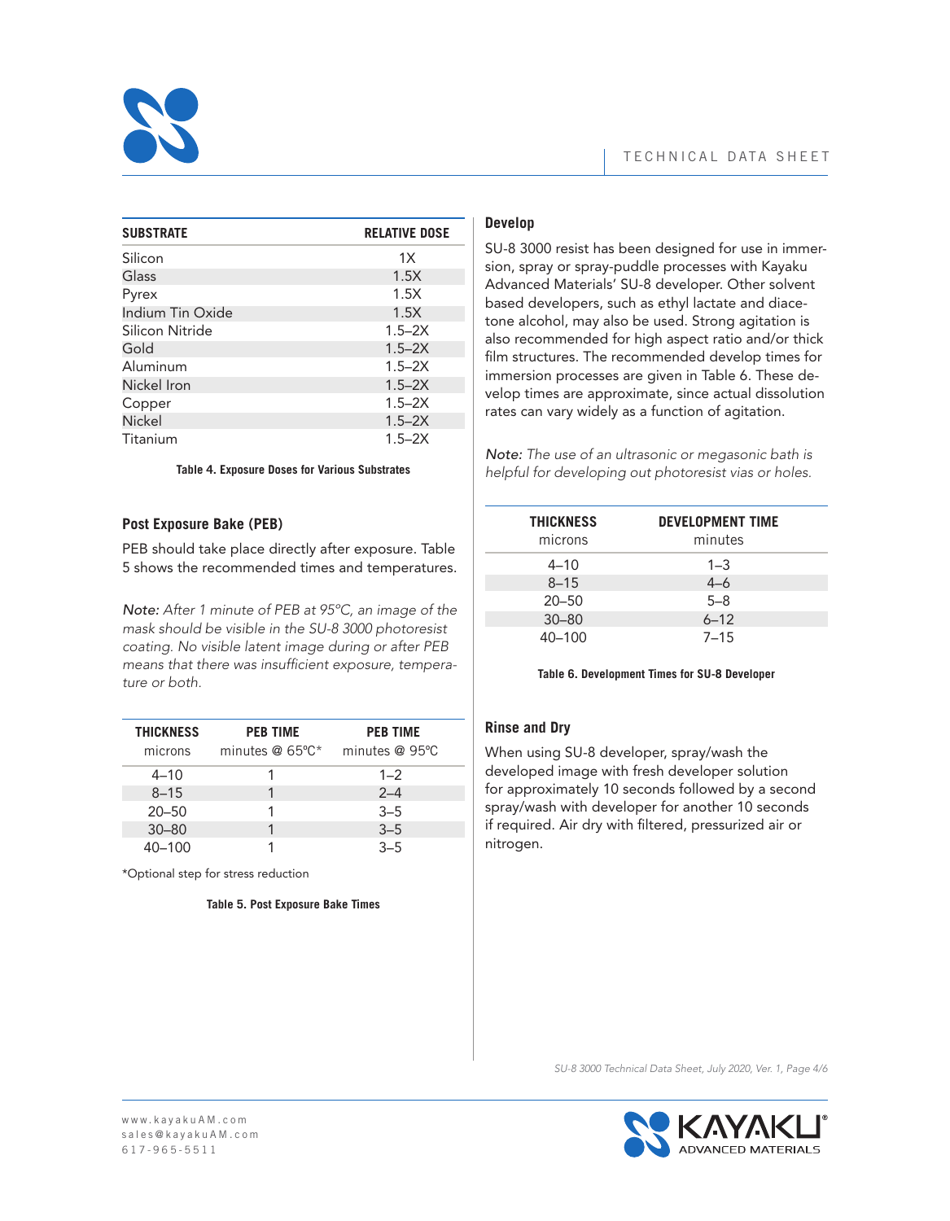| SUBSTRATE | RELATIVE DOSE |
| --- | --- |
| Silicon | 1X |
| Glass | 1.5X |
| Pyrex | 1.5X |
| Indium Tin Oxide | 1.5X |
| Silicon Nitride | 1.5–2X |
| Gold | 1.5–2X |
| Aluminum | 1.5–2X |
| Nickel Iron | 1.5–2X |
| Copper | 1.5–2X |
| Nickel | 1.5–2X |
| Titanium | 1.5–2X |

**Table 4. Exposure Doses for Various Substrates**

## Post Exposure Bake (PEB)

PEB should take place directly after exposure. Table 5 shows the recommended times and temperatures.

*Note:* *After 1 minute of PEB at 95ºC, an image of the mask should be visible in the SU-8 3000 photoresist coating. No visible latent image during or after PEB means that there was insufficient exposure, temperature or both.*

| THICKNESS microns | PEB TIME minutes @ 65ºC* | PEB TIME minutes @ 95ºC |
| --- | --- | --- |
| 4–10 | 1 | 1–2 |
| 8–15 | 1 | 2–4 |
| 20–50 | 1 | 3–5 |
| 30–80 | 1 | 3–5 |
| 40–100 | 1 | 3–5 |

*Optional step for stress reduction

**Table 5. Post Exposure Bake Times**

## Develop

SU-8 3000 resist has been designed for use in immersion, spray or spray-puddle processes with Kayaku Advanced Materials' SU-8 developer. Other solvent based developers, such as ethyl lactate and diacetone alcohol, may also be used. Strong agitation is also recommended for high aspect ratio and/or thick film structures. The recommended develop times for immersion processes are given in Table 6. These develop times are approximate, since actual dissolution rates can vary widely as a function of agitation.

*Note:* *The use of an ultrasonic or megasonic bath is helpful for developing out photoresist vias or holes.*

| THICKNESS microns | DEVELOPMENT TIME minutes |
| --- | --- |
| 4–10 | 1–3 |
| 8–15 | 4–6 |
| 20–50 | 5–8 |
| 30–80 | 6–12 |
| 40–100 | 7–15 |

**Table 6. Development Times for SU-8 Developer**

## Rinse and Dry

When using SU-8 developer, spray/wash the developed image with fresh developer solution for approximately 10 seconds followed by a second spray/wash with developer for another 10 seconds if required. Air dry with filtered, pressurized air or nitrogen.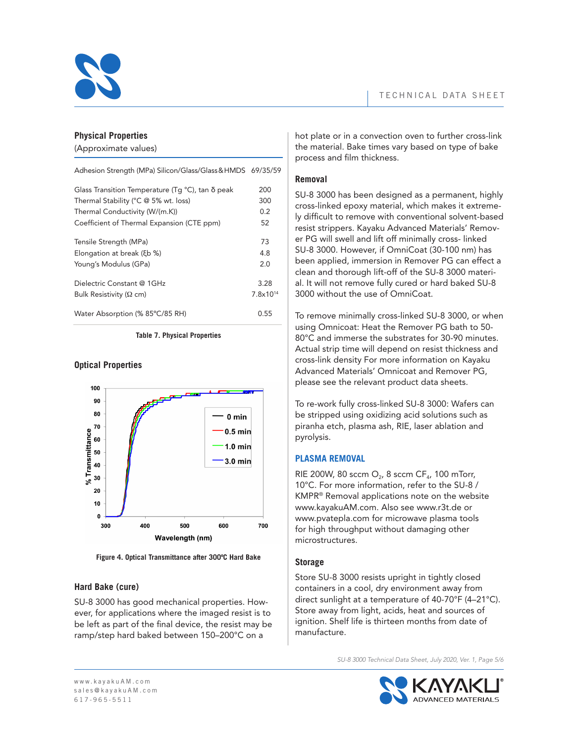## Physical Properties

(Approximate values)

| Property | Value |
|---|---|
| Adhesion Strength (MPa) Silicon/Glass/Glass & HMDS | 69/35/59 |
| Glass Transition Temperature (Tg °C), tan δ peak | 200 |
| Thermal Stability (°C @ 5% wt. loss) | 300 |
| Thermal Conductivity (W/(m.K)) | 0.2 |
| Coefficient of Thermal Expansion (CTE ppm) | 52 |
| Tensile Strength (MPa) | 73 |
| Elongation at break (ξb %) | 4.8 |
| Young's Modulus (GPa) | 2.0 |
| Dielectric Constant @ 1GHz | 3.28 |
| Bulk Resistivity (Ω cm) | $7.8 \times 10^{14}$ |
| Water Absorption (% 85°C/85 RH) | 0.55 |

**Table 7. Physical Properties**

## Optical Properties

**Figure 4. Optical Transmittance after 300ºC Hard Bake**

## Hard Bake (cure)

SU-8 3000 has good mechanical properties. However, for applications where the imaged resist is to be left as part of the final device, the resist may be ramp/step hard baked between 150–200°C on a hot plate or in a convection oven to further cross-link the material. Bake times vary based on type of bake process and film thickness.

## Removal

SU-8 3000 has been designed as a permanent, highly cross-linked epoxy material, which makes it extremely difficult to remove with conventional solvent-based resist strippers. Kayaku Advanced Materials' Remover PG will swell and lift off minimally cross- linked SU-8 3000. However, if OmniCoat (30-100 nm) has been applied, immersion in Remover PG can effect a clean and thorough lift-off of the SU-8 3000 material. It will not remove fully cured or hard baked SU-8 3000 without the use of OmniCoat.

To remove minimally cross-linked SU-8 3000, or when using Omnicoat: Heat the Remover PG bath to 50-80°C and immerse the substrates for 30-90 minutes. Actual strip time will depend on resist thickness and cross-link density For more information on Kayaku Advanced Materials' Omnicoat and Remover PG, please see the relevant product data sheets.

To re-work fully cross-linked SU-8 3000: Wafers can be stripped using oxidizing acid solutions such as piranha etch, plasma ash, RIE, laser ablation and pyrolysis.

### PLASMA REMOVAL

RIE 200W, 80 sccm $O_2$, 8 sccm $CF_4$, 100 mTorr, 10°C. For more information, refer to the SU-8 / KMPR® Removal applications note on the website www.kayakuAM.com. Also see www.r3t.de or www.pvatepla.com for microwave plasma tools for high throughput without damaging other microstructures.

## Storage

Store SU-8 3000 resists upright in tightly closed containers in a cool, dry environment away from direct sunlight at a temperature of 40-70°F (4–21°C). Store away from light, acids, heat and sources of ignition. Shelf life is thirteen months from date of manufacture.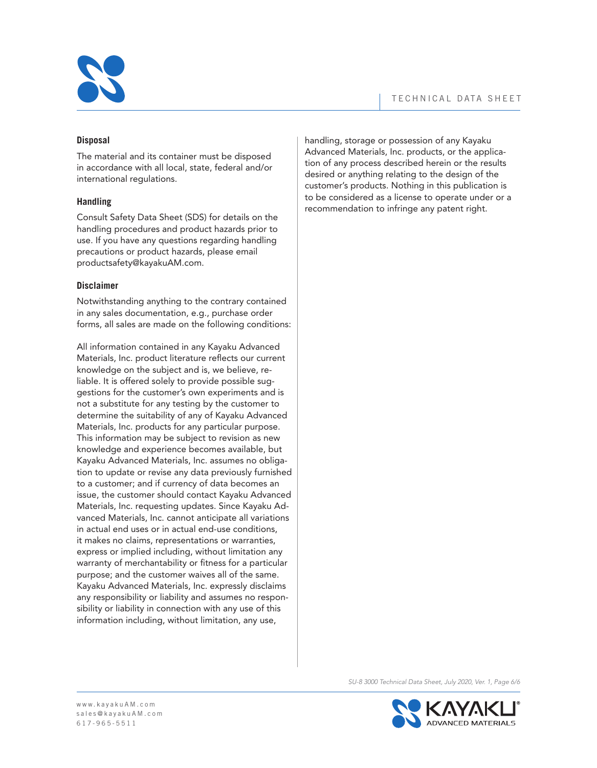## Disposal

The material and its container must be disposed in accordance with all local, state, federal and/or international regulations.

## Handling

Consult Safety Data Sheet (SDS) for details on the handling procedures and product hazards prior to use. If you have any questions regarding handling precautions or product hazards, please email productsafety@kayakuAM.com.

## Disclaimer

Notwithstanding anything to the contrary contained in any sales documentation, e.g., purchase order forms, all sales are made on the following conditions:

All information contained in any Kayaku Advanced Materials, Inc. product literature reflects our current knowledge on the subject and is, we believe, reliable. It is offered solely to provide possible suggestions for the customer's own experiments and is not a substitute for any testing by the customer to determine the suitability of any of Kayaku Advanced Materials, Inc. products for any particular purpose. This information may be subject to revision as new knowledge and experience becomes available, but Kayaku Advanced Materials, Inc. assumes no obligation to update or revise any data previously furnished to a customer; and if currency of data becomes an issue, the customer should contact Kayaku Advanced Materials, Inc. requesting updates. Since Kayaku Advanced Materials, Inc. cannot anticipate all variations in actual end uses or in actual end-use conditions, it makes no claims, representations or warranties, express or implied including, without limitation any warranty of merchantability or fitness for a particular purpose; and the customer waives all of the same. Kayaku Advanced Materials, Inc. expressly disclaims any responsibility or liability and assumes no responsibility or liability in connection with any use of this information including, without limitation, any use, handling, storage or possession of any Kayaku Advanced Materials, Inc. products, or the application of any process described herein or the results desired or anything relating to the design of the customer's products. Nothing in this publication is to be considered as a license to operate under or a recommendation to infringe any patent right.